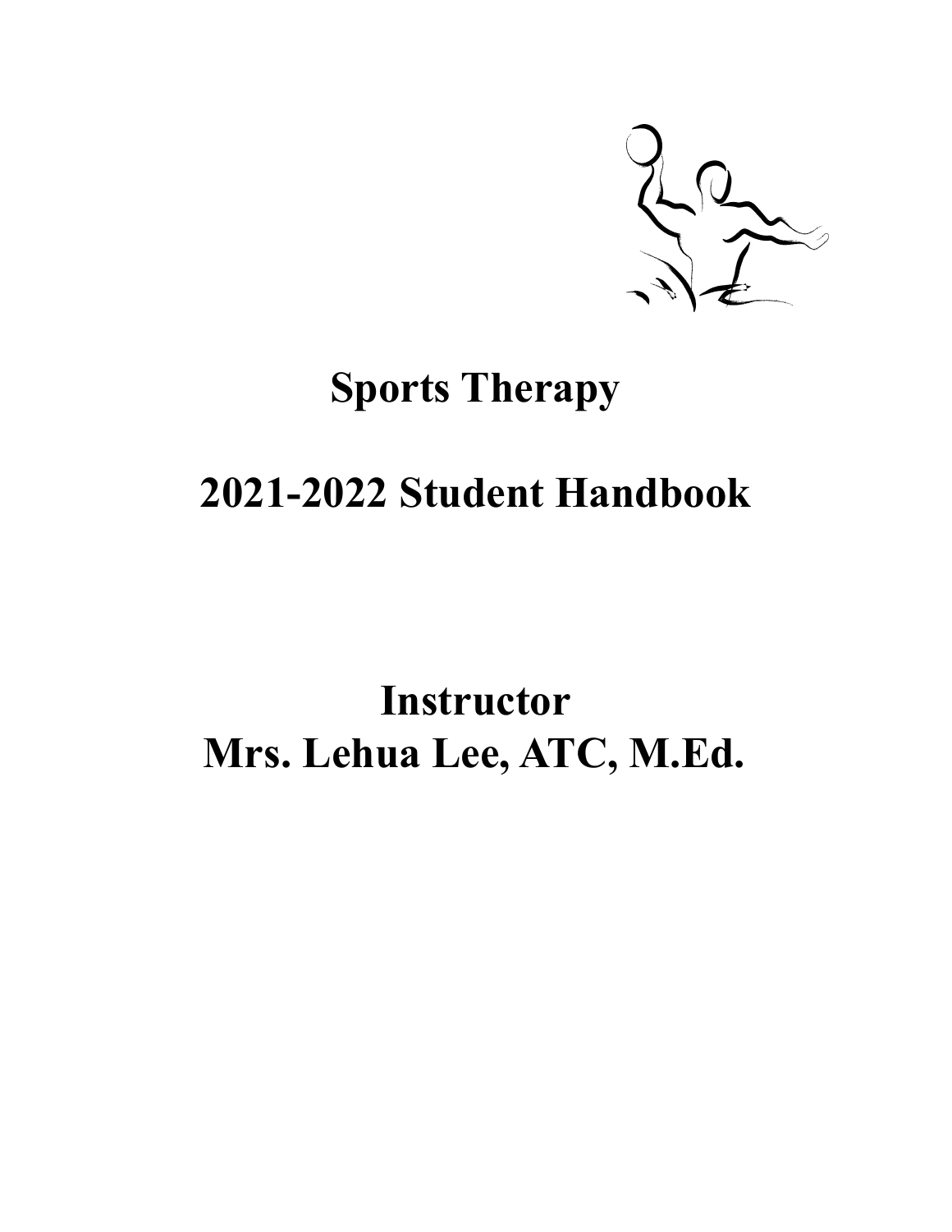# Sports Therapy

# 2021-2022 Student Handbook

# Instructor
# Mrs. Lehua Lee, ATC, M.Ed.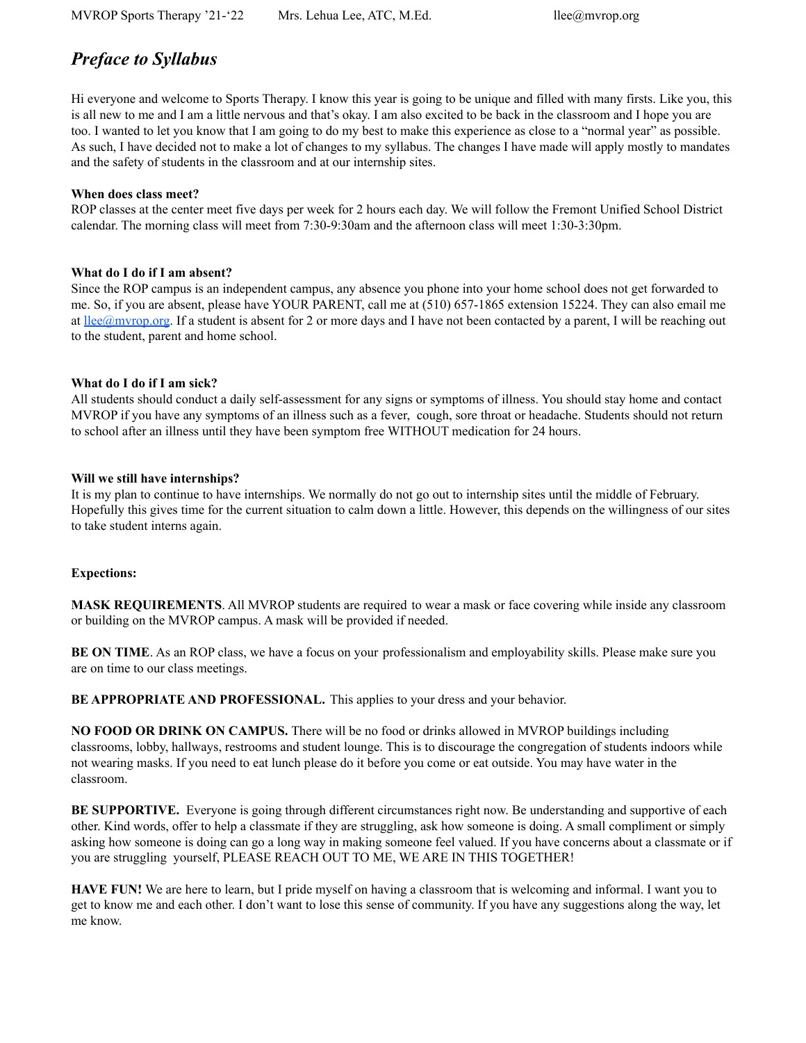## *Preface to Syllabus*

Hi everyone and welcome to Sports Therapy. I know this year is going to be unique and filled with many firsts. Like you, this is all new to me and I am a little nervous and that's okay. I am also excited to be back in the classroom and I hope you are too. I wanted to let you know that I am going to do my best to make this experience as close to a "normal year" as possible. As such, I have decided not to make a lot of changes to my syllabus. The changes I have made will apply mostly to mandates and the safety of students in the classroom and at our internship sites.

**When does class meet?**
ROP classes at the center meet five days per week for 2 hours each day. We will follow the Fremont Unified School District calendar. The morning class will meet from 7:30-9:30am and the afternoon class will meet 1:30-3:30pm.

**What do I do if I am absent?**
Since the ROP campus is an independent campus, any absence you phone into your home school does not get forwarded to me. So, if you are absent, please have YOUR PARENT, call me at (510) 657-1865 extension 15224. They can also email me at llee@mvrop.org. If a student is absent for 2 or more days and I have not been contacted by a parent, I will be reaching out to the student, parent and home school.

**What do I do if I am sick?**
All students should conduct a daily self-assessment for any signs or symptoms of illness. You should stay home and contact MVROP if you have any symptoms of an illness such as a fever, cough, sore throat or headache. Students should not return to school after an illness until they have been symptom free WITHOUT medication for 24 hours.

**Will we still have internships?**
It is my plan to continue to have internships. We normally do not go out to internship sites until the middle of February. Hopefully this gives time for the current situation to calm down a little. However, this depends on the willingness of our sites to take student interns again.

**Expections:**

**MASK REQUIREMENTS**. All MVROP students are required to wear a mask or face covering while inside any classroom or building on the MVROP campus. A mask will be provided if needed.

**BE ON TIME**. As an ROP class, we have a focus on your professionalism and employability skills. Please make sure you are on time to our class meetings.

**BE APPROPRIATE AND PROFESSIONAL.** This applies to your dress and your behavior.

**NO FOOD OR DRINK ON CAMPUS.** There will be no food or drinks allowed in MVROP buildings including classrooms, lobby, hallways, restrooms and student lounge. This is to discourage the congregation of students indoors while not wearing masks. If you need to eat lunch please do it before you come or eat outside. You may have water in the classroom.

**BE SUPPORTIVE.** Everyone is going through different circumstances right now. Be understanding and supportive of each other. Kind words, offer to help a classmate if they are struggling, ask how someone is doing. A small compliment or simply asking how someone is doing can go a long way in making someone feel valued. If you have concerns about a classmate or if you are struggling yourself, PLEASE REACH OUT TO ME, WE ARE IN THIS TOGETHER!

**HAVE FUN!** We are here to learn, but I pride myself on having a classroom that is welcoming and informal. I want you to get to know me and each other. I don't want to lose this sense of community. If you have any suggestions along the way, let me know.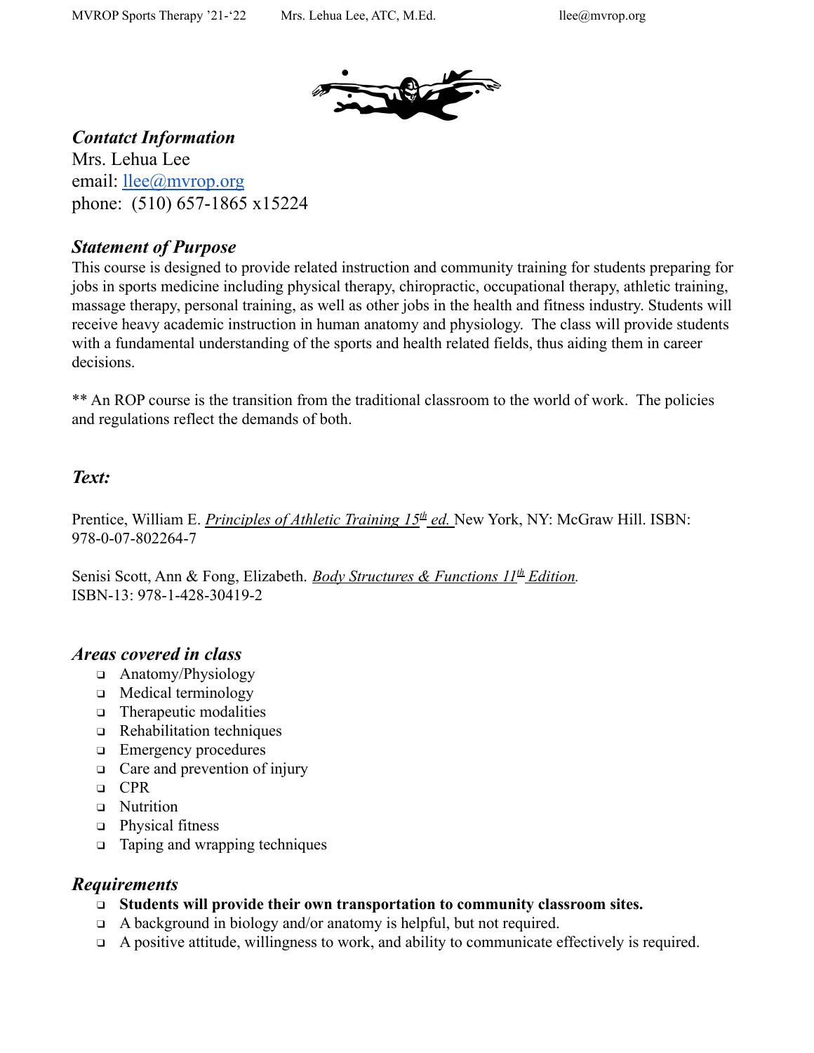### *Contactct Information*

Mrs. Lehua Lee
email: [llee@mvrop.org](mailto:llee@mvrop.org)
phone: (510) 657-1865 x15224

### *Statement of Purpose*

This course is designed to provide related instruction and community training for students preparing for jobs in sports medicine including physical therapy, chiropractic, occupational therapy, athletic training, massage therapy, personal training, as well as other jobs in the health and fitness industry. Students will receive heavy academic instruction in human anatomy and physiology. The class will provide students with a fundamental understanding of the sports and health related fields, thus aiding them in career decisions.

** An ROP course is the transition from the traditional classroom to the world of work. The policies and regulations reflect the demands of both.

### *Text:*

Prentice, William E. *Principles of Athletic Training 15th ed.* New York, NY: McGraw Hill. ISBN: 978-0-07-802264-7

Senisi Scott, Ann & Fong, Elizabeth. *Body Structures & Functions 11th Edition.* ISBN-13: 978-1-428-30419-2

### *Areas covered in class*

- Anatomy/Physiology
- Medical terminology
- Therapeutic modalities
- Rehabilitation techniques
- Emergency procedures
- Care and prevention of injury
- CPR
- Nutrition
- Physical fitness
- Taping and wrapping techniques

### *Requirements*

- **Students will provide their own transportation to community classroom sites.**
- A background in biology and/or anatomy is helpful, but not required.
- A positive attitude, willingness to work, and ability to communicate effectively is required.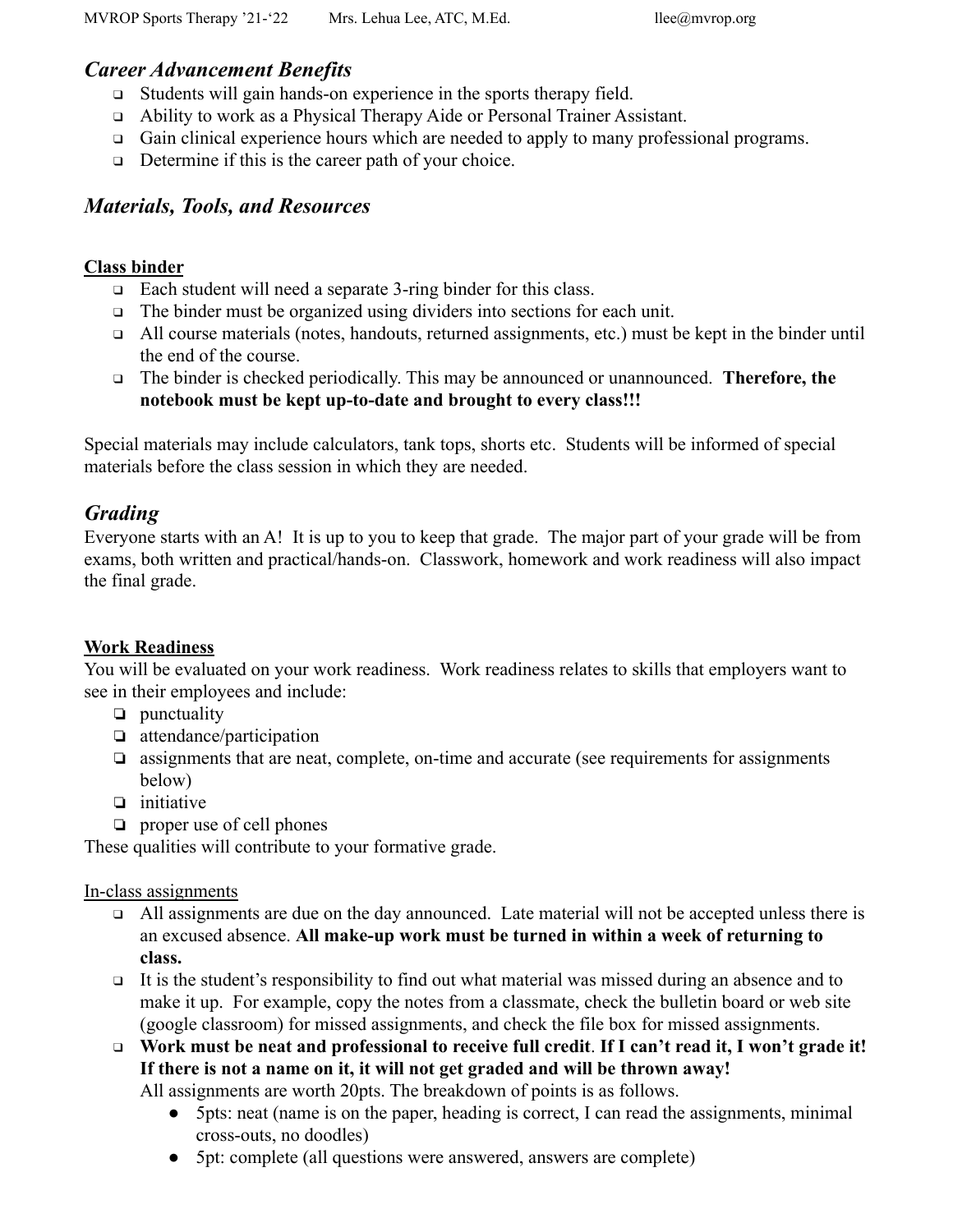## *Career Advancement Benefits*

- Students will gain hands-on experience in the sports therapy field.
- Ability to work as a Physical Therapy Aide or Personal Trainer Assistant.
- Gain clinical experience hours which are needed to apply to many professional programs.
- Determine if this is the career path of your choice.

## *Materials, Tools, and Resources*

**Class binder**

- Each student will need a separate 3-ring binder for this class.
- The binder must be organized using dividers into sections for each unit.
- All course materials (notes, handouts, returned assignments, etc.) must be kept in the binder until the end of the course.
- The binder is checked periodically. This may be announced or unannounced. **Therefore, the notebook must be kept up-to-date and brought to every class!!!**

Special materials may include calculators, tank tops, shorts etc. Students will be informed of special materials before the class session in which they are needed.

## *Grading*

Everyone starts with an A! It is up to you to keep that grade. The major part of your grade will be from exams, both written and practical/hands-on. Classwork, homework and work readiness will also impact the final grade.

**Work Readiness**

You will be evaluated on your work readiness. Work readiness relates to skills that employers want to see in their employees and include:

- punctuality
- attendance/participation
- assignments that are neat, complete, on-time and accurate (see requirements for assignments below)
- initiative
- proper use of cell phones

These qualities will contribute to your formative grade.

In-class assignments

- All assignments are due on the day announced. Late material will not be accepted unless there is an excused absence. **All make-up work must be turned in within a week of returning to class.**
- It is the student's responsibility to find out what material was missed during an absence and to make it up. For example, copy the notes from a classmate, check the bulletin board or web site (google classroom) for missed assignments, and check the file box for missed assignments.
- **Work must be neat and professional to receive full credit**. **If I can't read it, I won't grade it! If there is not a name on it, it will not get graded and will be thrown away!**
  All assignments are worth 20pts. The breakdown of points is as follows.
  - 5pts: neat (name is on the paper, heading is correct, I can read the assignments, minimal cross-outs, no doodles)
  - 5pt: complete (all questions were answered, answers are complete)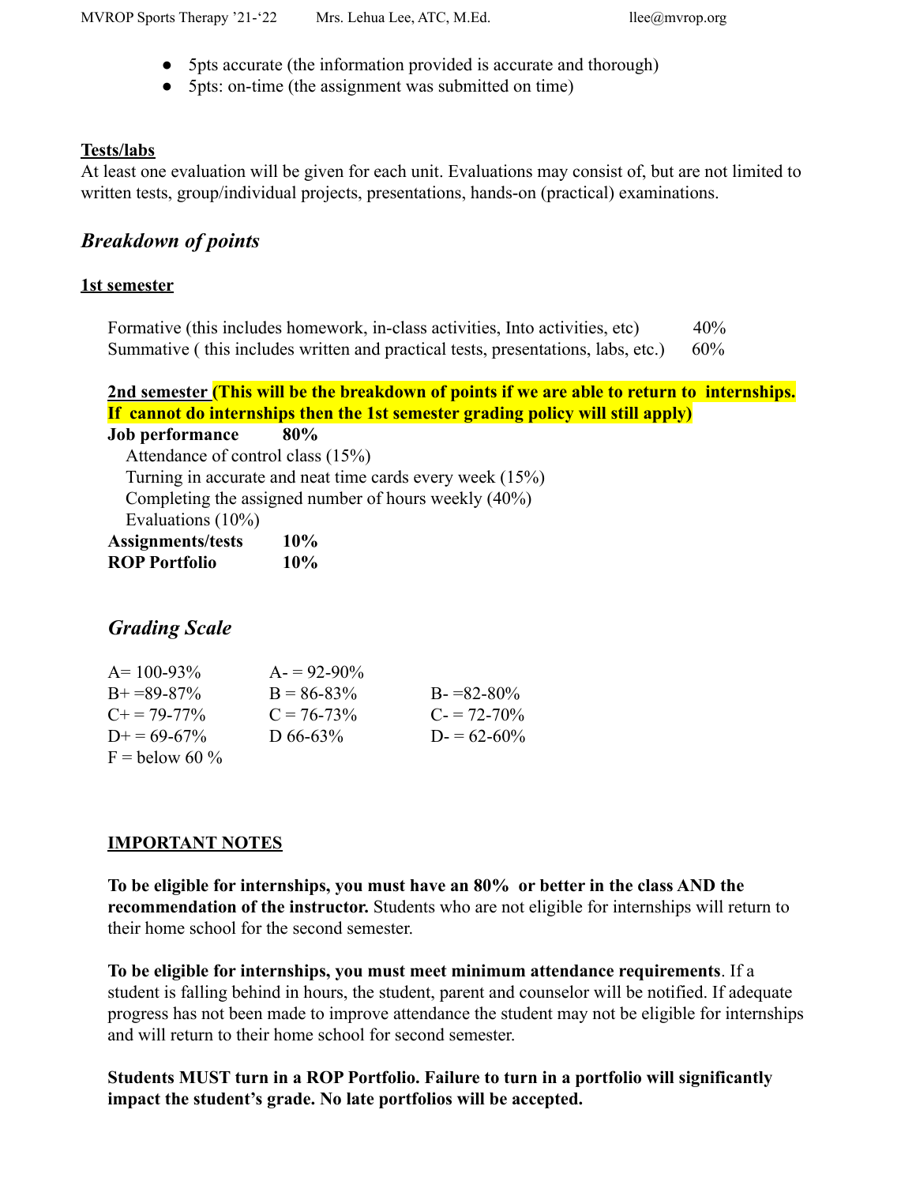- 5pts accurate (the information provided is accurate and thorough)
- 5pts: on-time (the assignment was submitted on time)

**Tests/labs**

At least one evaluation will be given for each unit. Evaluations may consist of, but are not limited to written tests, group/individual projects, presentations, hands-on (practical) examinations.

## *Breakdown of points*

**1st semester**

| | |
|---|---|
| Formative (this includes homework, in-class activities, Into activities, etc) | 40% |
| Summative ( this includes written and practical tests, presentations, labs, etc.) | 60% |

**2nd semester (This will be the breakdown of points if we are able to return to internships. If cannot do internships then the 1st semester grading policy will still apply)**

**Job performance 80%**

- Attendance of control class (15%)
- Turning in accurate and neat time cards every week (15%)
- Completing the assigned number of hours weekly (40%)
- Evaluations (10%)

**Assignments/tests 10%**

**ROP Portfolio 10%**

## *Grading Scale*

| | | |
|---|---|---|
| A= 100-93% | A- = 92-90% | |
| B+ =89-87% | B = 86-83% | B- =82-80% |
| C+ = 79-77% | C = 76-73% | C- = 72-70% |
| D+ = 69-67% | D 66-63% | D- = 62-60% |
| F = below 60 % | | |

**IMPORTANT NOTES**

**To be eligible for internships, you must have an 80% or better in the class AND the recommendation of the instructor.** Students who are not eligible for internships will return to their home school for the second semester.

**To be eligible for internships, you must meet minimum attendance requirements**. If a student is falling behind in hours, the student, parent and counselor will be notified. If adequate progress has not been made to improve attendance the student may not be eligible for internships and will return to their home school for second semester.

**Students MUST turn in a ROP Portfolio. Failure to turn in a portfolio will significantly impact the student's grade. No late portfolios will be accepted.**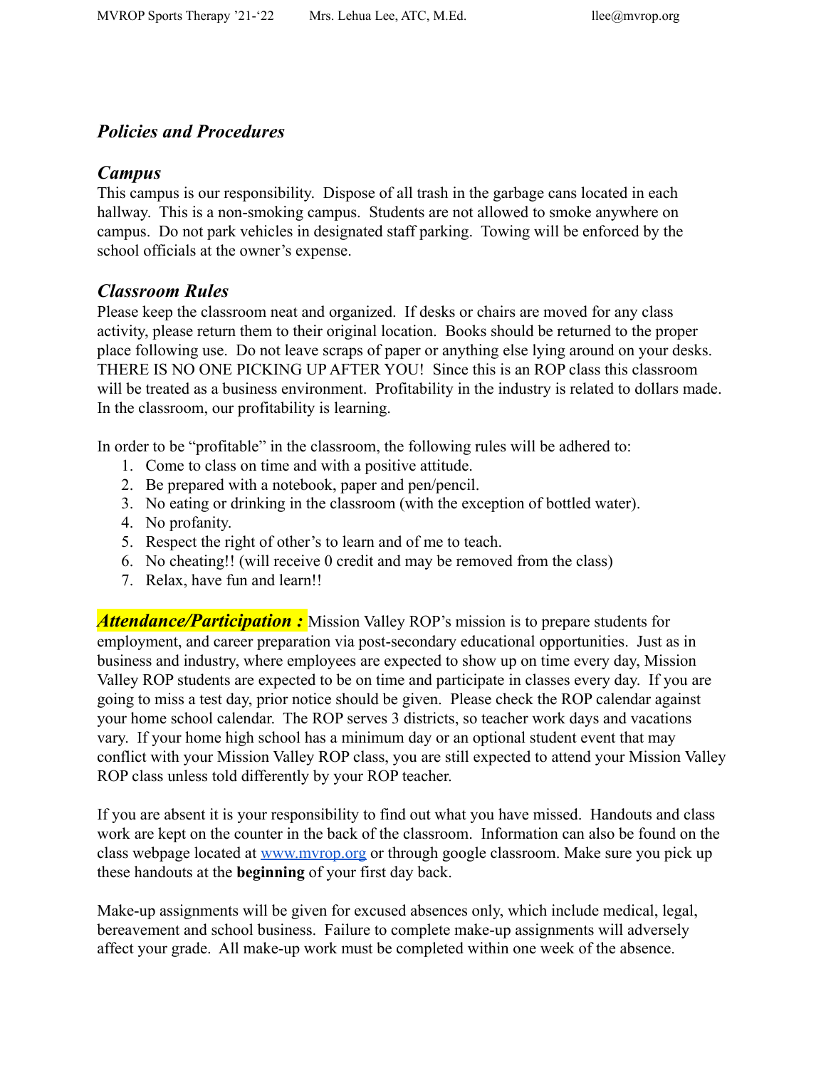### *Policies and Procedures*

### *Campus*

This campus is our responsibility. Dispose of all trash in the garbage cans located in each hallway. This is a non-smoking campus. Students are not allowed to smoke anywhere on campus. Do not park vehicles in designated staff parking. Towing will be enforced by the school officials at the owner's expense.

### *Classroom Rules*

Please keep the classroom neat and organized. If desks or chairs are moved for any class activity, please return them to their original location. Books should be returned to the proper place following use. Do not leave scraps of paper or anything else lying around on your desks. THERE IS NO ONE PICKING UP AFTER YOU! Since this is an ROP class this classroom will be treated as a business environment. Profitability in the industry is related to dollars made. In the classroom, our profitability is learning.

In order to be "profitable" in the classroom, the following rules will be adhered to:

1. Come to class on time and with a positive attitude.
2. Be prepared with a notebook, paper and pen/pencil.
3. No eating or drinking in the classroom (with the exception of bottled water).
4. No profanity.
5. Respect the right of other's to learn and of me to teach.
6. No cheating!! (will receive 0 credit and may be removed from the class)
7. Relax, have fun and learn!!

***Attendance/Participation :*** Mission Valley ROP's mission is to prepare students for employment, and career preparation via post-secondary educational opportunities. Just as in business and industry, where employees are expected to show up on time every day, Mission Valley ROP students are expected to be on time and participate in classes every day. If you are going to miss a test day, prior notice should be given. Please check the ROP calendar against your home school calendar. The ROP serves 3 districts, so teacher work days and vacations vary. If your home high school has a minimum day or an optional student event that may conflict with your Mission Valley ROP class, you are still expected to attend your Mission Valley ROP class unless told differently by your ROP teacher.

If you are absent it is your responsibility to find out what you have missed. Handouts and class work are kept on the counter in the back of the classroom. Information can also be found on the class webpage located at [www.mvrop.org](http://www.mvrop.org) or through google classroom. Make sure you pick up these handouts at the **beginning** of your first day back.

Make-up assignments will be given for excused absences only, which include medical, legal, bereavement and school business. Failure to complete make-up assignments will adversely affect your grade. All make-up work must be completed within one week of the absence.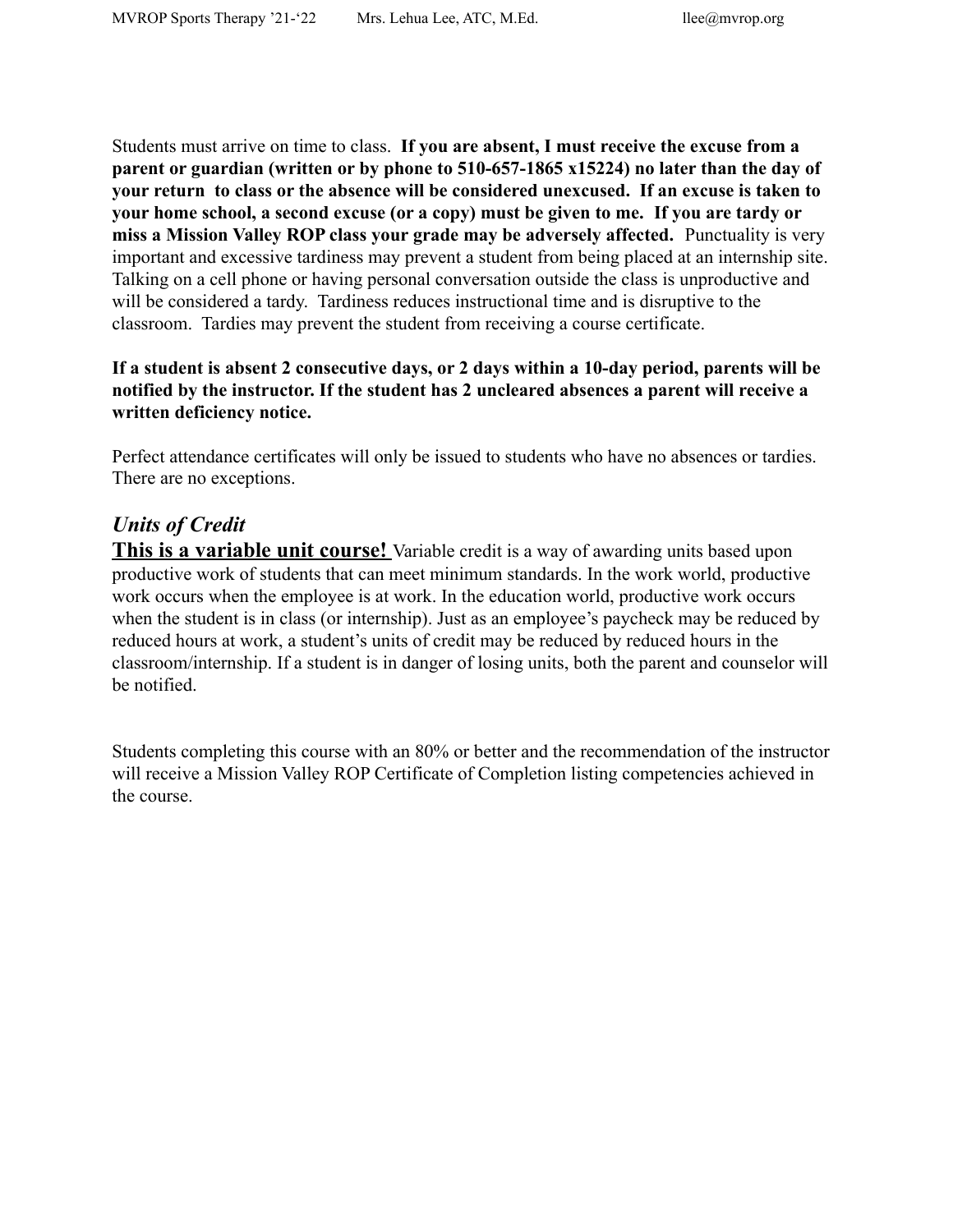Students must arrive on time to class. **If you are absent, I must receive the excuse from a parent or guardian (written or by phone to 510-657-1865 x15224) no later than the day of your return to class or the absence will be considered unexcused. If an excuse is taken to your home school, a second excuse (or a copy) must be given to me. If you are tardy or miss a Mission Valley ROP class your grade may be adversely affected.** Punctuality is very important and excessive tardiness may prevent a student from being placed at an internship site. Talking on a cell phone or having personal conversation outside the class is unproductive and will be considered a tardy. Tardiness reduces instructional time and is disruptive to the classroom. Tardies may prevent the student from receiving a course certificate.

**If a student is absent 2 consecutive days, or 2 days within a 10-day period, parents will be notified by the instructor. If the student has 2 uncleared absences a parent will receive a written deficiency notice.**

Perfect attendance certificates will only be issued to students who have no absences or tardies. There are no exceptions.

### *Units of Credit*

**<u>This is a variable unit course!</u>** Variable credit is a way of awarding units based upon productive work of students that can meet minimum standards. In the work world, productive work occurs when the employee is at work. In the education world, productive work occurs when the student is in class (or internship). Just as an employee's paycheck may be reduced by reduced hours at work, a student's units of credit may be reduced by reduced hours in the classroom/internship. If a student is in danger of losing units, both the parent and counselor will be notified.

Students completing this course with an 80% or better and the recommendation of the instructor will receive a Mission Valley ROP Certificate of Completion listing competencies achieved in the course.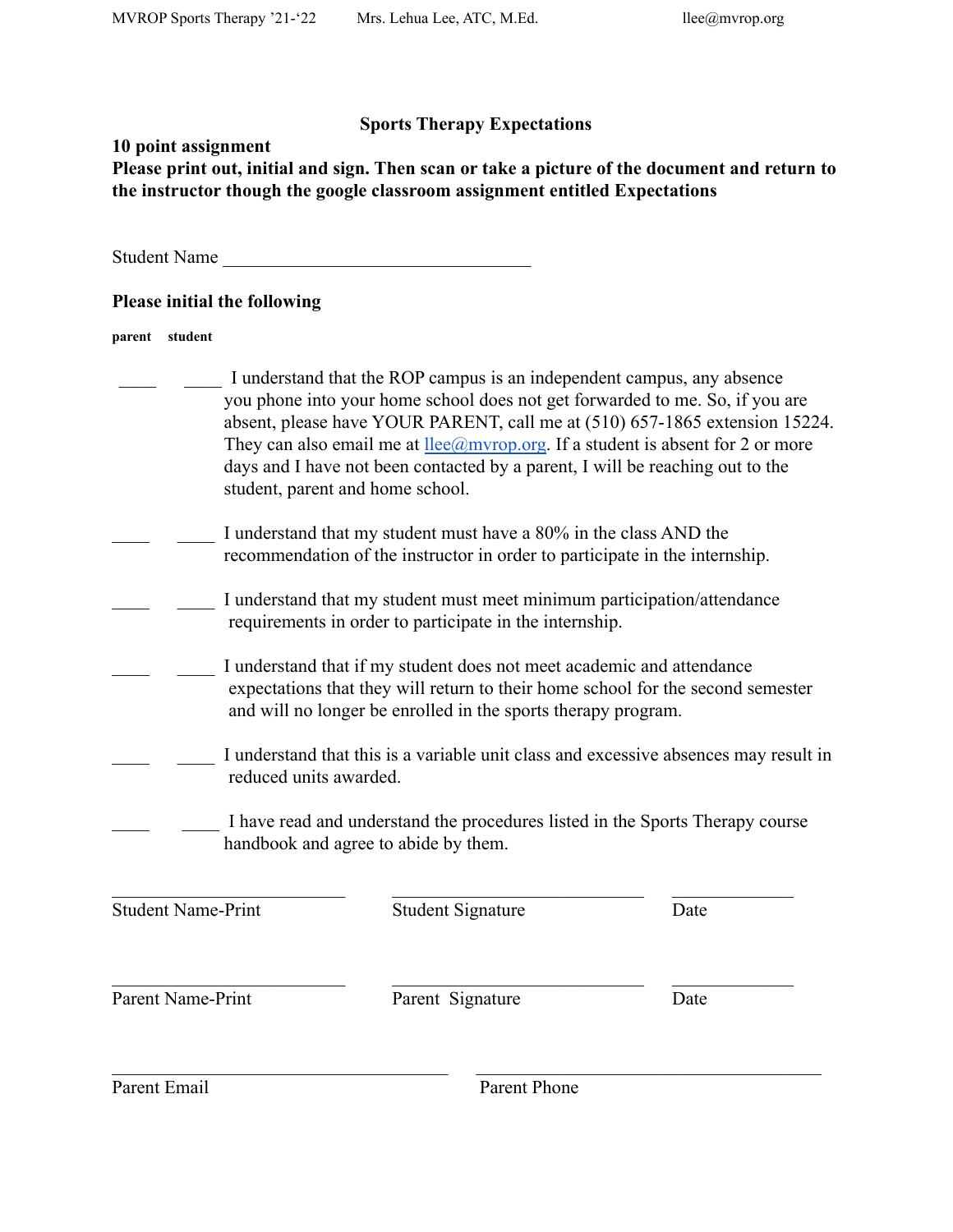**Sports Therapy Expectations**

**10 point assignment**
**Please print out, initial and sign. Then scan or take a picture of the document and return to the instructor though the google classroom assignment entitled Expectations**

Student Name ________________________________

**Please initial the following**

**parent** **student**

____ ____ I understand that the ROP campus is an independent campus, any absence you phone into your home school does not get forwarded to me. So, if you are absent, please have YOUR PARENT, call me at (510) 657-1865 extension 15224. They can also email me at llee@mvrop.org. If a student is absent for 2 or more days and I have not been contacted by a parent, I will be reaching out to the student, parent and home school.

____ ____ I understand that my student must have a 80% in the class AND the recommendation of the instructor in order to participate in the internship.

____ ____ I understand that my student must meet minimum participation/attendance requirements in order to participate in the internship.

____ ____ I understand that if my student does not meet academic and attendance expectations that they will return to their home school for the second semester and will no longer be enrolled in the sports therapy program.

____ ____ I understand that this is a variable unit class and excessive absences may result in reduced units awarded.

____ ____ I have read and understand the procedures listed in the Sports Therapy course handbook and agree to abide by them.

| | | |
|---|---|---|
| ________________________ | ________________________ | ____________ |
| Student Name-Print | Student Signature | Date |
| ________________________ | ________________________ | ____________ |
| Parent Name-Print | Parent Signature | Date |

________________________________ ________________________________
Parent Email Parent Phone